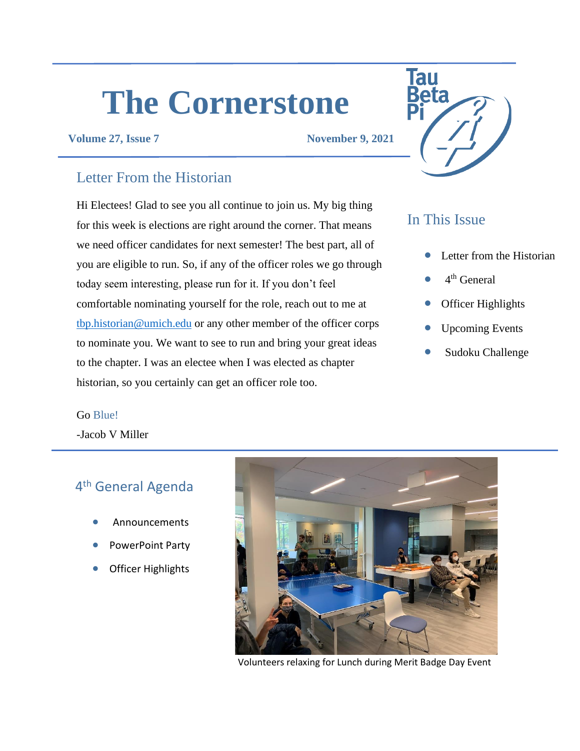# The Cornerstone

**Volume 27, Issue 7** **November 9, 2021**

## Letter From the Historian

Hi Electees! Glad to see you all continue to join us. My big thing for this week is elections are right around the corner. That means we need officer candidates for next semester! The best part, all of you are eligible to run. So, if any of the officer roles we go through today seem interesting, please run for it. If you don't feel comfortable nominating yourself for the role, reach out to me at tbp.historian@umich.edu or any other member of the officer corps to nominate you. We want to see to run and bring your great ideas to the chapter. I was an electee when I was elected as chapter historian, so you certainly can get an officer role too.

Go Blue!

-Jacob V Miller

## In This Issue

- Letter from the Historian
- 4th General
- Officer Highlights
- Upcoming Events
- Sudoku Challenge

## 4th General Agenda

- Announcements
- PowerPoint Party
- Officer Highlights

Volunteers relaxing for Lunch during Merit Badge Day Event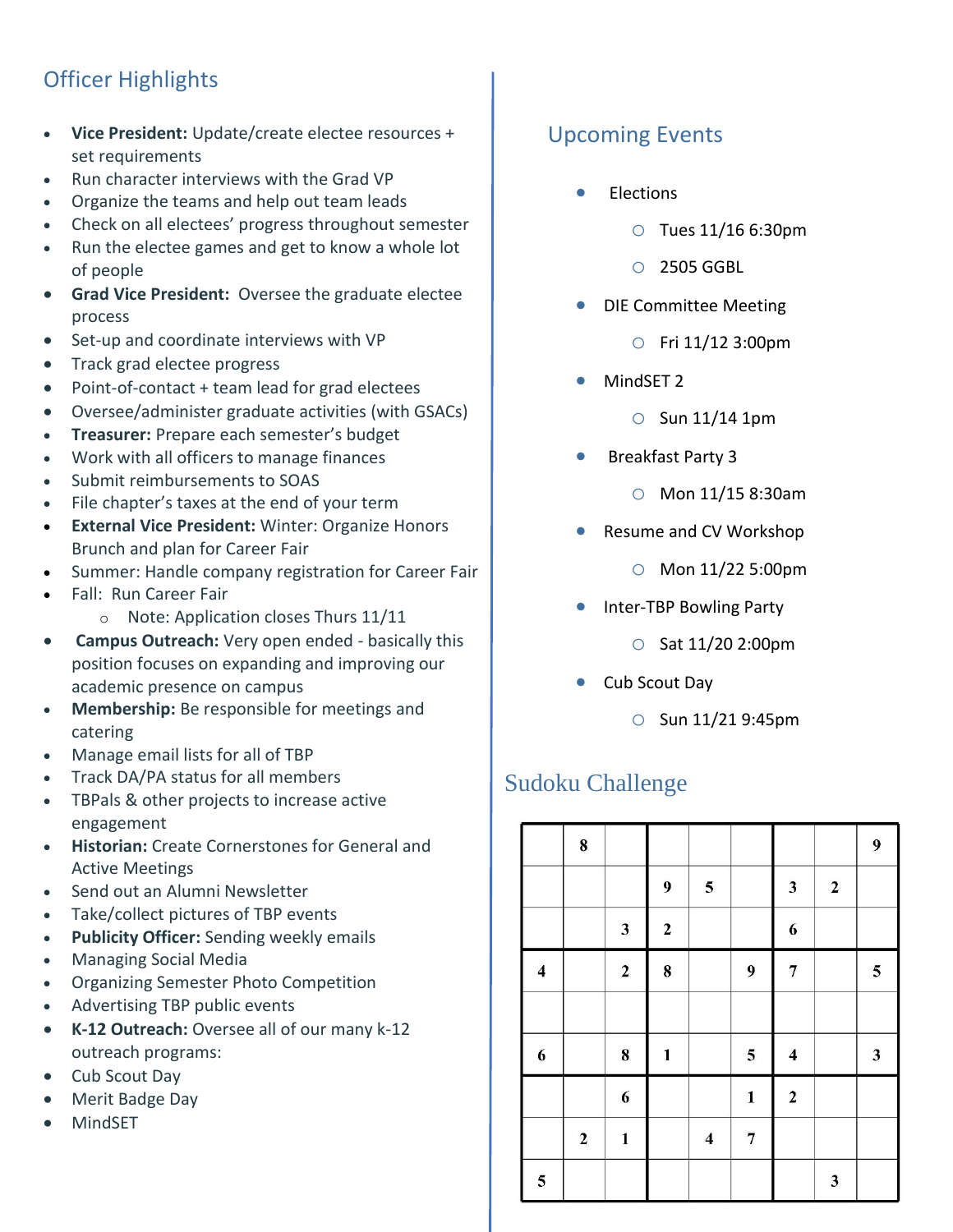## Officer Highlights

- **Vice President:** Update/create electee resources + set requirements
- Run character interviews with the Grad VP
- Organize the teams and help out team leads
- Check on all electees' progress throughout semester
- Run the electee games and get to know a whole lot of people
- **Grad Vice President:** Oversee the graduate electee process
- Set-up and coordinate interviews with VP
- Track grad electee progress
- Point-of-contact + team lead for grad electees
- Oversee/administer graduate activities (with GSACs)
- **Treasurer:** Prepare each semester's budget
- Work with all officers to manage finances
- Submit reimbursements to SOAS
- File chapter's taxes at the end of your term
- **External Vice President:** Winter: Organize Honors Brunch and plan for Career Fair
- Summer: Handle company registration for Career Fair
- Fall: Run Career Fair
  - Note: Application closes Thurs 11/11
- **Campus Outreach:** Very open ended - basically this position focuses on expanding and improving our academic presence on campus
- **Membership:** Be responsible for meetings and catering
- Manage email lists for all of TBP
- Track DA/PA status for all members
- TBPals & other projects to increase active engagement
- **Historian:** Create Cornerstones for General and Active Meetings
- Send out an Alumni Newsletter
- Take/collect pictures of TBP events
- **Publicity Officer:** Sending weekly emails
- Managing Social Media
- Organizing Semester Photo Competition
- Advertising TBP public events
- **K-12 Outreach:** Oversee all of our many k-12 outreach programs:
- Cub Scout Day
- Merit Badge Day
- MindSET

## Upcoming Events

- Elections
  - Tues 11/16 6:30pm
  - 2505 GGBL
- DIE Committee Meeting
  - Fri 11/12 3:00pm
- MindSET 2
  - Sun 11/14 1pm
- Breakfast Party 3
  - Mon 11/15 8:30am
- Resume and CV Workshop
  - Mon 11/22 5:00pm
- Inter-TBP Bowling Party
  - Sat 11/20 2:00pm
- Cub Scout Day
  - Sun 11/21 9:45pm

## Sudoku Challenge

| | | | | | | | | |
|---|---|---|---|---|---|---|---|---|
| | 8 | | | | | | | 9 |
| | | | 9 | 5 | | 3 | 2 | |
| | | 3 | 2 | | | 6 | | |
| 4 | | 2 | 8 | | 9 | 7 | | 5 |
| | | | | | | | | |
| 6 | | 8 | 1 | | 5 | 4 | | 3 |
| | | 6 | | | 1 | 2 | | |
| | 2 | 1 | | 4 | 7 | | | |
| 5 | | | | | | | 3 | |